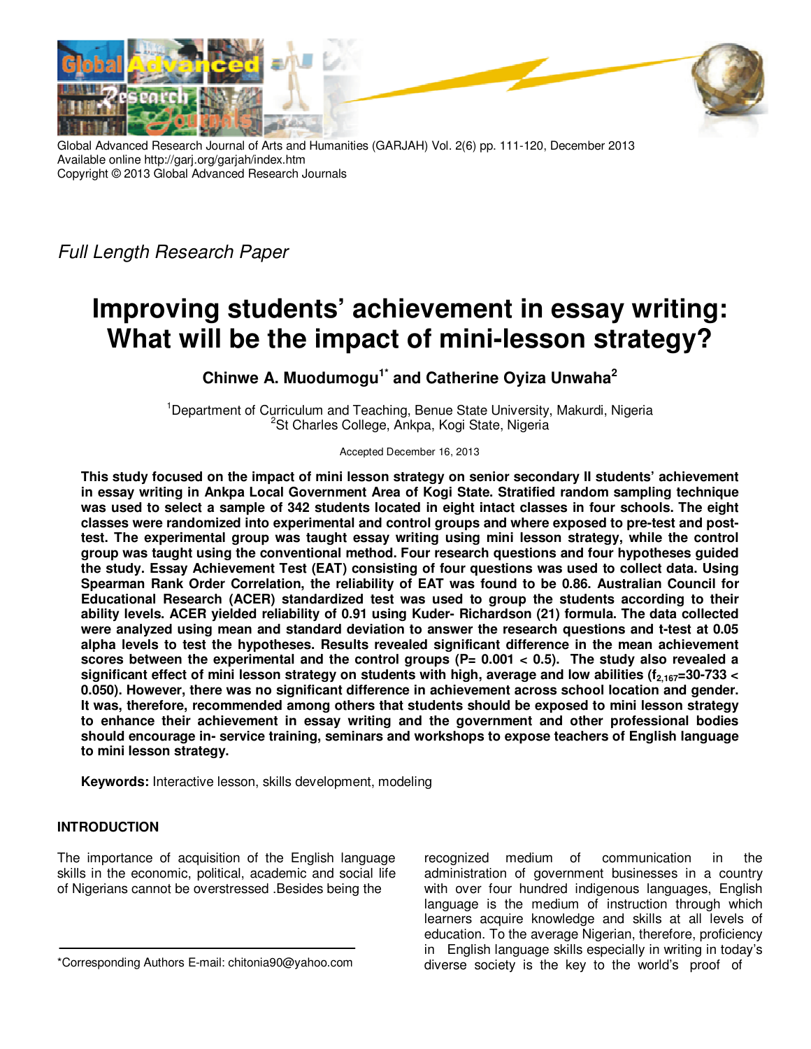Global Advanced Research Journal of Arts and Humanities (GARJAH) Vol. 2(6) pp. 111-120, December 2013
Available online http://garj.org/garjah/index.htm
Copyright © 2013 Global Advanced Research Journals

*Full Length Research Paper*

# Improving students' achievement in essay writing: What will be the impact of mini-lesson strategy?

**Chinwe A. Muodumogu[1*] and Catherine Oyiza Unwaha[2]**

[1]Department of Curriculum and Teaching, Benue State University, Makurdi, Nigeria
[2]St Charles College, Ankpa, Kogi State, Nigeria

Accepted December 16, 2013

**This study focused on the impact of mini lesson strategy on senior secondary II students' achievement in essay writing in Ankpa Local Government Area of Kogi State. Stratified random sampling technique was used to select a sample of 342 students located in eight intact classes in four schools. The eight classes were randomized into experimental and control groups and where exposed to pre-test and post-test. The experimental group was taught essay writing using mini lesson strategy, while the control group was taught using the conventional method. Four research questions and four hypotheses guided the study. Essay Achievement Test (EAT) consisting of four questions was used to collect data. Using Spearman Rank Order Correlation, the reliability of EAT was found to be 0.86. Australian Council for Educational Research (ACER) standardized test was used to group the students according to their ability levels. ACER yielded reliability of 0.91 using Kuder- Richardson (21) formula. The data collected were analyzed using mean and standard deviation to answer the research questions and t-test at 0.05 alpha levels to test the hypotheses. Results revealed significant difference in the mean achievement scores between the experimental and the control groups (P= 0.001 < 0.5). The study also revealed a significant effect of mini lesson strategy on students with high, average and low abilities ($f_{2,167}$=30-733 < 0.050). However, there was no significant difference in achievement across school location and gender. It was, therefore, recommended among others that students should be exposed to mini lesson strategy to enhance their achievement in essay writing and the government and other professional bodies should encourage in- service training, seminars and workshops to expose teachers of English language to mini lesson strategy.**

**Keywords:** Interactive lesson, skills development, modeling

## INTRODUCTION

The importance of acquisition of the English language skills in the economic, political, academic and social life of Nigerians cannot be overstressed .Besides being the recognized medium of communication in the administration of government businesses in a country with over four hundred indigenous languages, English language is the medium of instruction through which learners acquire knowledge and skills at all levels of education. To the average Nigerian, therefore, proficiency in English language skills especially in writing in today's diverse society is the key to the world's proof of

*Corresponding Authors E-mail: chitonia90@yahoo.com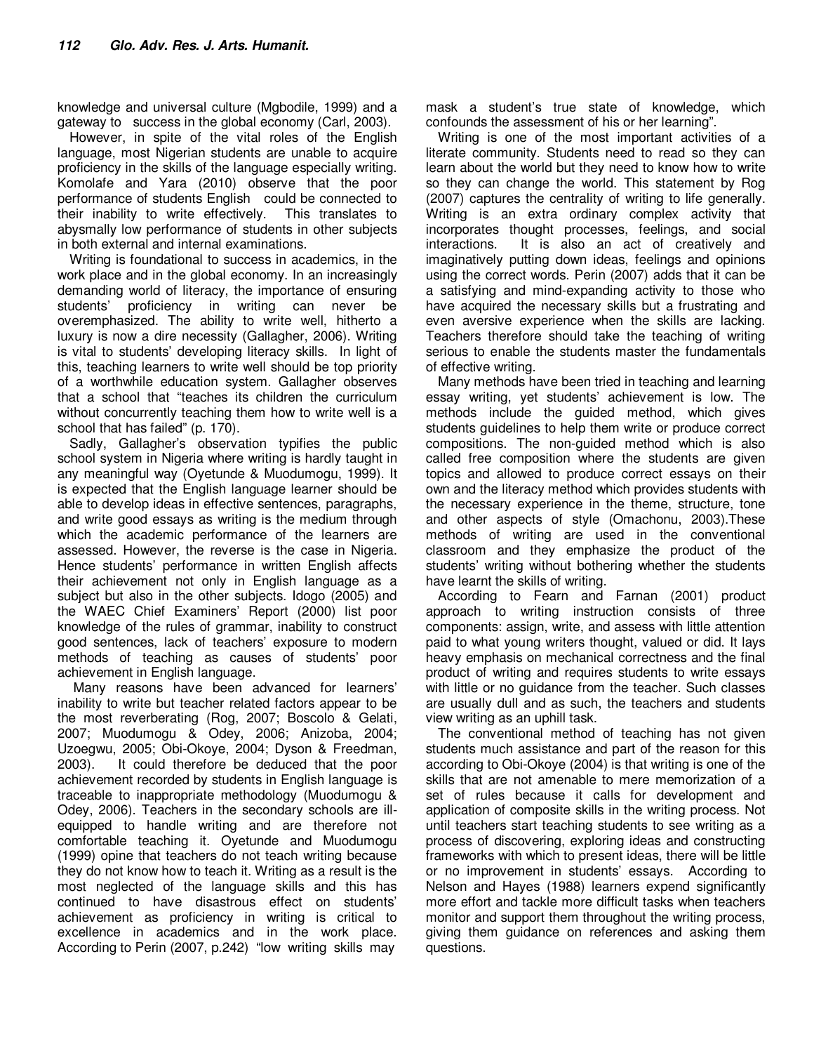knowledge and universal culture (Mgbodile, 1999) and a gateway to success in the global economy (Carl, 2003).

However, in spite of the vital roles of the English language, most Nigerian students are unable to acquire proficiency in the skills of the language especially writing. Komolafe and Yara (2010) observe that the poor performance of students English could be connected to their inability to write effectively. This translates to abysmally low performance of students in other subjects in both external and internal examinations.

Writing is foundational to success in academics, in the work place and in the global economy. In an increasingly demanding world of literacy, the importance of ensuring students' proficiency in writing can never be overemphasized. The ability to write well, hitherto a luxury is now a dire necessity (Gallagher, 2006). Writing is vital to students' developing literacy skills. In light of this, teaching learners to write well should be top priority of a worthwhile education system. Gallagher observes that a school that "teaches its children the curriculum without concurrently teaching them how to write well is a school that has failed" (p. 170).

Sadly, Gallagher's observation typifies the public school system in Nigeria where writing is hardly taught in any meaningful way (Oyetunde & Muodumogu, 1999). It is expected that the English language learner should be able to develop ideas in effective sentences, paragraphs, and write good essays as writing is the medium through which the academic performance of the learners are assessed. However, the reverse is the case in Nigeria. Hence students' performance in written English affects their achievement not only in English language as a subject but also in the other subjects. Idogo (2005) and the WAEC Chief Examiners' Report (2000) list poor knowledge of the rules of grammar, inability to construct good sentences, lack of teachers' exposure to modern methods of teaching as causes of students' poor achievement in English language.

Many reasons have been advanced for learners' inability to write but teacher related factors appear to be the most reverberating (Rog, 2007; Boscolo & Gelati, 2007; Muodumogu & Odey, 2006; Anizoba, 2004; Uzoegwu, 2005; Obi-Okoye, 2004; Dyson & Freedman, 2003). It could therefore be deduced that the poor achievement recorded by students in English language is traceable to inappropriate methodology (Muodumogu & Odey, 2006). Teachers in the secondary schools are ill-equipped to handle writing and are therefore not comfortable teaching it. Oyetunde and Muodumogu (1999) opine that teachers do not teach writing because they do not know how to teach it. Writing as a result is the most neglected of the language skills and this has continued to have disastrous effect on students' achievement as proficiency in writing is critical to excellence in academics and in the work place. According to Perin (2007, p.242) "low writing skills may mask a student's true state of knowledge, which confounds the assessment of his or her learning".

Writing is one of the most important activities of a literate community. Students need to read so they can learn about the world but they need to know how to write so they can change the world. This statement by Rog (2007) captures the centrality of writing to life generally. Writing is an extra ordinary complex activity that incorporates thought processes, feelings, and social interactions. It is also an act of creatively and imaginatively putting down ideas, feelings and opinions using the correct words. Perin (2007) adds that it can be a satisfying and mind-expanding activity to those who have acquired the necessary skills but a frustrating and even aversive experience when the skills are lacking. Teachers therefore should take the teaching of writing serious to enable the students master the fundamentals of effective writing.

Many methods have been tried in teaching and learning essay writing, yet students' achievement is low. The methods include the guided method, which gives students guidelines to help them write or produce correct compositions. The non-guided method which is also called free composition where the students are given topics and allowed to produce correct essays on their own and the literacy method which provides students with the necessary experience in the theme, structure, tone and other aspects of style (Omachonu, 2003).These methods of writing are used in the conventional classroom and they emphasize the product of the students' writing without bothering whether the students have learnt the skills of writing.

According to Fearn and Farnan (2001) product approach to writing instruction consists of three components: assign, write, and assess with little attention paid to what young writers thought, valued or did. It lays heavy emphasis on mechanical correctness and the final product of writing and requires students to write essays with little or no guidance from the teacher. Such classes are usually dull and as such, the teachers and students view writing as an uphill task.

The conventional method of teaching has not given students much assistance and part of the reason for this according to Obi-Okoye (2004) is that writing is one of the skills that are not amenable to mere memorization of a set of rules because it calls for development and application of composite skills in the writing process. Not until teachers start teaching students to see writing as a process of discovering, exploring ideas and constructing frameworks with which to present ideas, there will be little or no improvement in students' essays. According to Nelson and Hayes (1988) learners expend significantly more effort and tackle more difficult tasks when teachers monitor and support them throughout the writing process, giving them guidance on references and asking them questions.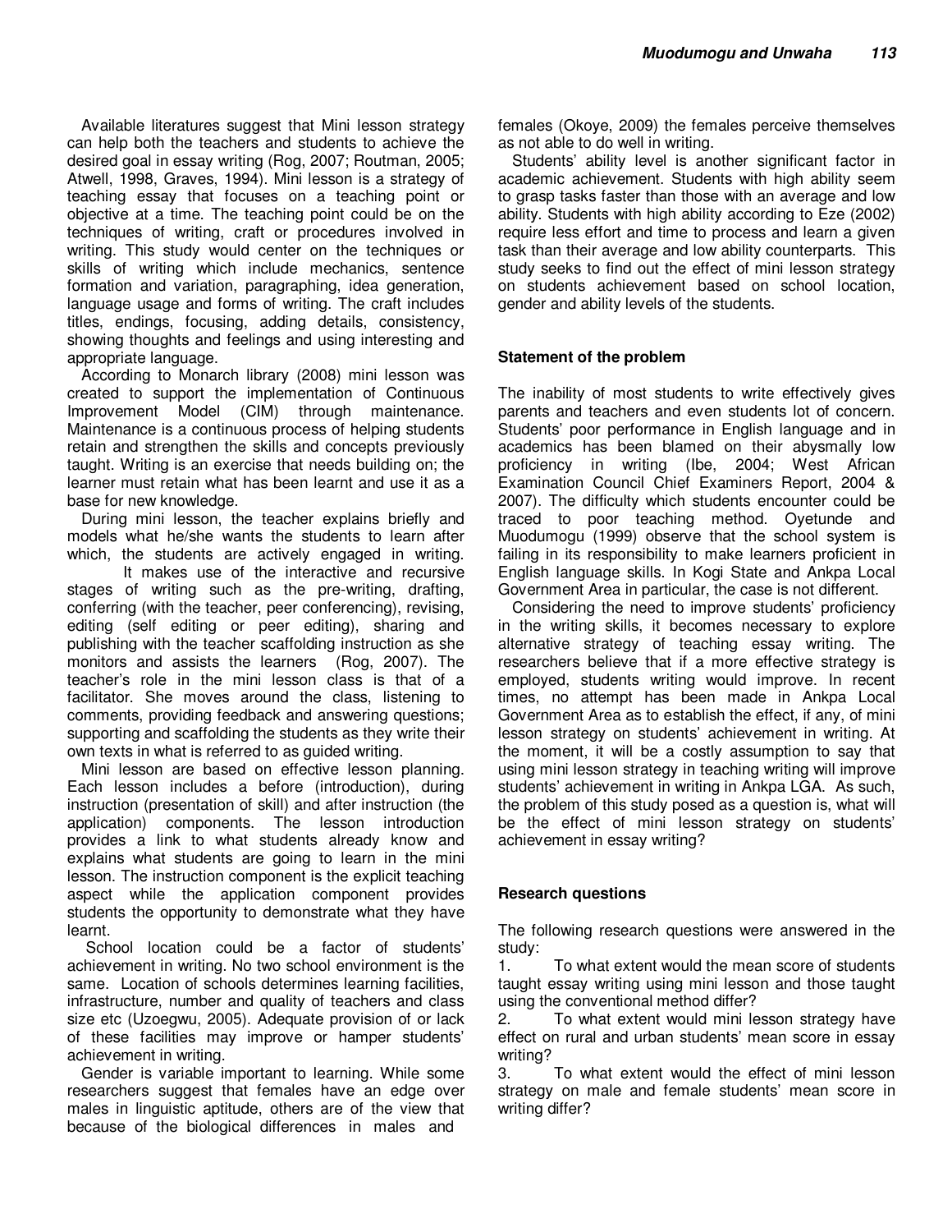Available literatures suggest that Mini lesson strategy can help both the teachers and students to achieve the desired goal in essay writing (Rog, 2007; Routman, 2005; Atwell, 1998, Graves, 1994). Mini lesson is a strategy of teaching essay that focuses on a teaching point or objective at a time. The teaching point could be on the techniques of writing, craft or procedures involved in writing. This study would center on the techniques or skills of writing which include mechanics, sentence formation and variation, paragraphing, idea generation, language usage and forms of writing. The craft includes titles, endings, focusing, adding details, consistency, showing thoughts and feelings and using interesting and appropriate language.

According to Monarch library (2008) mini lesson was created to support the implementation of Continuous Improvement Model (CIM) through maintenance. Maintenance is a continuous process of helping students retain and strengthen the skills and concepts previously taught. Writing is an exercise that needs building on; the learner must retain what has been learnt and use it as a base for new knowledge.

During mini lesson, the teacher explains briefly and models what he/she wants the students to learn after which, the students are actively engaged in writing.

It makes use of the interactive and recursive stages of writing such as the pre-writing, drafting, conferring (with the teacher, peer conferencing), revising, editing (self editing or peer editing), sharing and publishing with the teacher scaffolding instruction as she monitors and assists the learners (Rog, 2007). The teacher's role in the mini lesson class is that of a facilitator. She moves around the class, listening to comments, providing feedback and answering questions; supporting and scaffolding the students as they write their own texts in what is referred to as guided writing.

Mini lesson are based on effective lesson planning. Each lesson includes a before (introduction), during instruction (presentation of skill) and after instruction (the application) components. The lesson introduction provides a link to what students already know and explains what students are going to learn in the mini lesson. The instruction component is the explicit teaching aspect while the application component provides students the opportunity to demonstrate what they have learnt.

School location could be a factor of students' achievement in writing. No two school environment is the same. Location of schools determines learning facilities, infrastructure, number and quality of teachers and class size etc (Uzoegwu, 2005). Adequate provision of or lack of these facilities may improve or hamper students' achievement in writing.

Gender is variable important to learning. While some researchers suggest that females have an edge over males in linguistic aptitude, others are of the view that because of the biological differences in males and females (Okoye, 2009) the females perceive themselves as not able to do well in writing.

Students' ability level is another significant factor in academic achievement. Students with high ability seem to grasp tasks faster than those with an average and low ability. Students with high ability according to Eze (2002) require less effort and time to process and learn a given task than their average and low ability counterparts. This study seeks to find out the effect of mini lesson strategy on students achievement based on school location, gender and ability levels of the students.

## Statement of the problem

The inability of most students to write effectively gives parents and teachers and even students lot of concern. Students' poor performance in English language and in academics has been blamed on their abysmally low proficiency in writing (Ibe, 2004; West African Examination Council Chief Examiners Report, 2004 & 2007). The difficulty which students encounter could be traced to poor teaching method. Oyetunde and Muodumogu (1999) observe that the school system is failing in its responsibility to make learners proficient in English language skills. In Kogi State and Ankpa Local Government Area in particular, the case is not different.

Considering the need to improve students' proficiency in the writing skills, it becomes necessary to explore alternative strategy of teaching essay writing. The researchers believe that if a more effective strategy is employed, students writing would improve. In recent times, no attempt has been made in Ankpa Local Government Area as to establish the effect, if any, of mini lesson strategy on students' achievement in writing. At the moment, it will be a costly assumption to say that using mini lesson strategy in teaching writing will improve students' achievement in writing in Ankpa LGA. As such, the problem of this study posed as a question is, what will be the effect of mini lesson strategy on students' achievement in essay writing?

## Research questions

The following research questions were answered in the study:

1. To what extent would the mean score of students taught essay writing using mini lesson and those taught using the conventional method differ?
2. To what extent would mini lesson strategy have effect on rural and urban students' mean score in essay writing?
3. To what extent would the effect of mini lesson strategy on male and female students' mean score in writing differ?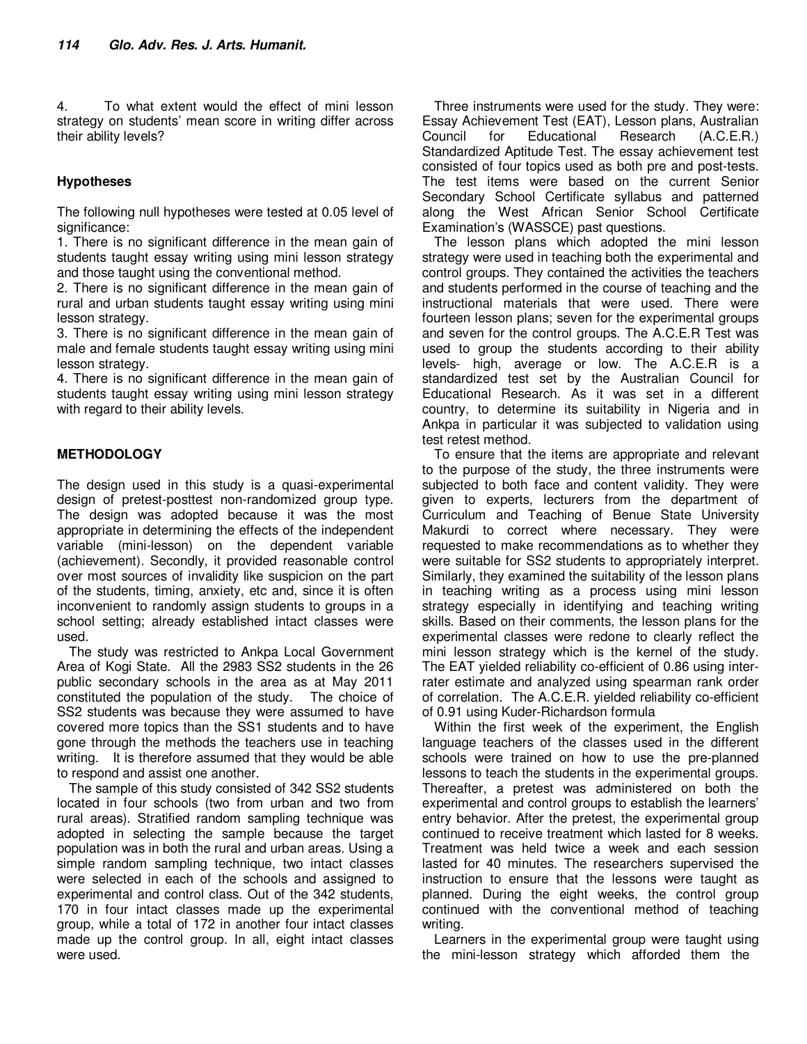4. To what extent would the effect of mini lesson strategy on students' mean score in writing differ across their ability levels?

### Hypotheses

The following null hypotheses were tested at 0.05 level of significance:

1. There is no significant difference in the mean gain of students taught essay writing using mini lesson strategy and those taught using the conventional method.
2. There is no significant difference in the mean gain of rural and urban students taught essay writing using mini lesson strategy.
3. There is no significant difference in the mean gain of male and female students taught essay writing using mini lesson strategy.
4. There is no significant difference in the mean gain of students taught essay writing using mini lesson strategy with regard to their ability levels.

## METHODOLOGY

The design used in this study is a quasi-experimental design of pretest-posttest non-randomized group type. The design was adopted because it was the most appropriate in determining the effects of the independent variable (mini-lesson) on the dependent variable (achievement). Secondly, it provided reasonable control over most sources of invalidity like suspicion on the part of the students, timing, anxiety, etc and, since it is often inconvenient to randomly assign students to groups in a school setting; already established intact classes were used.

The study was restricted to Ankpa Local Government Area of Kogi State. All the 2983 SS2 students in the 26 public secondary schools in the area as at May 2011 constituted the population of the study. The choice of SS2 students was because they were assumed to have covered more topics than the SS1 students and to have gone through the methods the teachers use in teaching writing. It is therefore assumed that they would be able to respond and assist one another.

The sample of this study consisted of 342 SS2 students located in four schools (two from urban and two from rural areas). Stratified random sampling technique was adopted in selecting the sample because the target population was in both the rural and urban areas. Using a simple random sampling technique, two intact classes were selected in each of the schools and assigned to experimental and control class. Out of the 342 students, 170 in four intact classes made up the experimental group, while a total of 172 in another four intact classes made up the control group. In all, eight intact classes were used.

Three instruments were used for the study. They were: Essay Achievement Test (EAT), Lesson plans, Australian Council for Educational Research (A.C.E.R.) Standardized Aptitude Test. The essay achievement test consisted of four topics used as both pre and post-tests. The test items were based on the current Senior Secondary School Certificate syllabus and patterned along the West African Senior School Certificate Examination's (WASSCE) past questions.

The lesson plans which adopted the mini lesson strategy were used in teaching both the experimental and control groups. They contained the activities the teachers and students performed in the course of teaching and the instructional materials that were used. There were fourteen lesson plans; seven for the experimental groups and seven for the control groups. The A.C.E.R Test was used to group the students according to their ability levels- high, average or low. The A.C.E.R is a standardized test set by the Australian Council for Educational Research. As it was set in a different country, to determine its suitability in Nigeria and in Ankpa in particular it was subjected to validation using test retest method.

To ensure that the items are appropriate and relevant to the purpose of the study, the three instruments were subjected to both face and content validity. They were given to experts, lecturers from the department of Curriculum and Teaching of Benue State University Makurdi to correct where necessary. They were requested to make recommendations as to whether they were suitable for SS2 students to appropriately interpret. Similarly, they examined the suitability of the lesson plans in teaching writing as a process using mini lesson strategy especially in identifying and teaching writing skills. Based on their comments, the lesson plans for the experimental classes were redone to clearly reflect the mini lesson strategy which is the kernel of the study. The EAT yielded reliability co-efficient of 0.86 using inter-rater estimate and analyzed using spearman rank order of correlation. The A.C.E.R. yielded reliability co-efficient of 0.91 using Kuder-Richardson formula

Within the first week of the experiment, the English language teachers of the classes used in the different schools were trained on how to use the pre-planned lessons to teach the students in the experimental groups. Thereafter, a pretest was administered on both the experimental and control groups to establish the learners' entry behavior. After the pretest, the experimental group continued to receive treatment which lasted for 8 weeks. Treatment was held twice a week and each session lasted for 40 minutes. The researchers supervised the instruction to ensure that the lessons were taught as planned. During the eight weeks, the control group continued with the conventional method of teaching writing.

Learners in the experimental group were taught using the mini-lesson strategy which afforded them the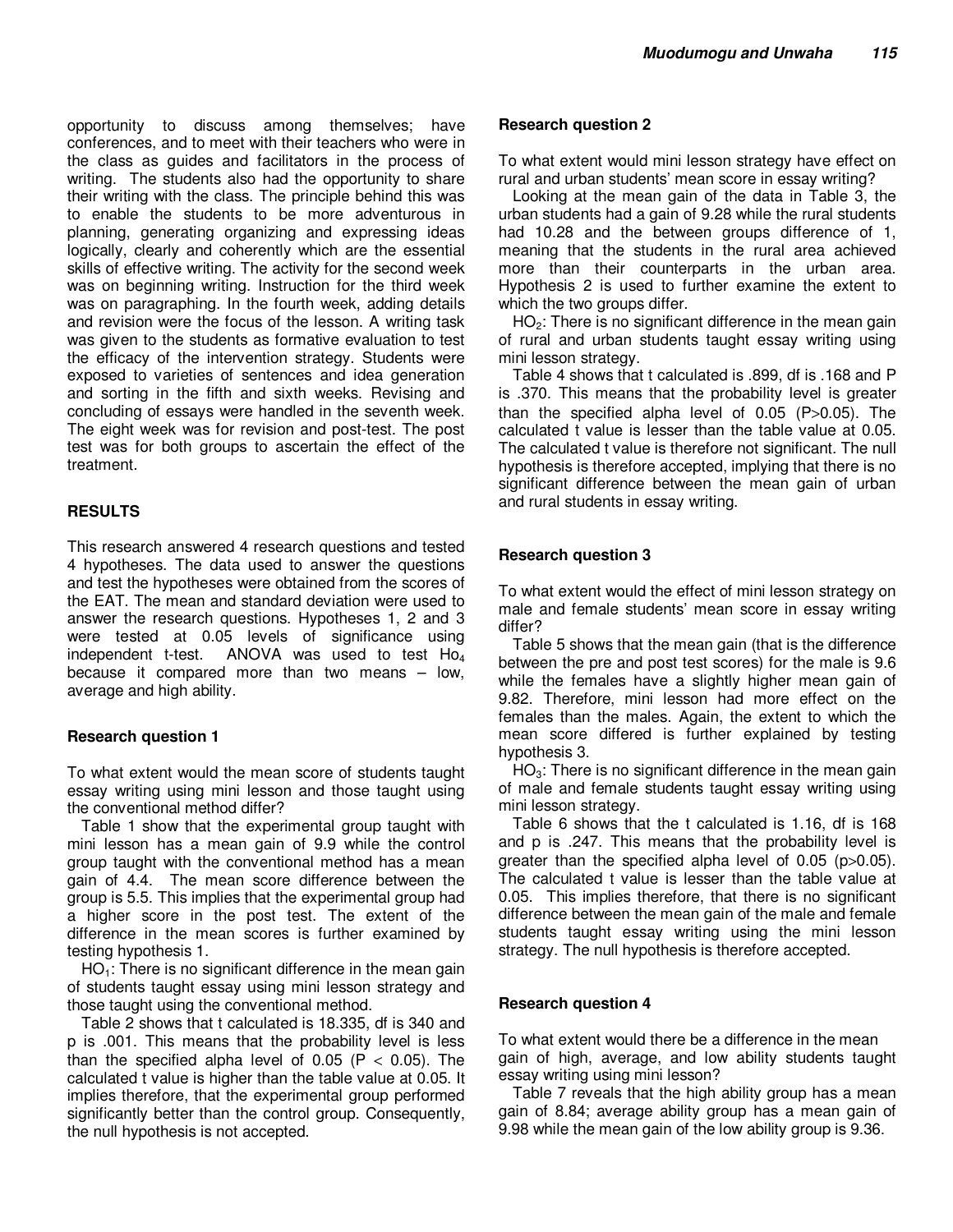opportunity to discuss among themselves; have conferences, and to meet with their teachers who were in the class as guides and facilitators in the process of writing. The students also had the opportunity to share their writing with the class. The principle behind this was to enable the students to be more adventurous in planning, generating organizing and expressing ideas logically, clearly and coherently which are the essential skills of effective writing. The activity for the second week was on beginning writing. Instruction for the third week was on paragraphing. In the fourth week, adding details and revision were the focus of the lesson. A writing task was given to the students as formative evaluation to test the efficacy of the intervention strategy. Students were exposed to varieties of sentences and idea generation and sorting in the fifth and sixth weeks. Revising and concluding of essays were handled in the seventh week. The eight week was for revision and post-test. The post test was for both groups to ascertain the effect of the treatment.

## RESULTS

This research answered 4 research questions and tested 4 hypotheses. The data used to answer the questions and test the hypotheses were obtained from the scores of the EAT. The mean and standard deviation were used to answer the research questions. Hypotheses 1, 2 and 3 were tested at 0.05 levels of significance using independent t-test. ANOVA was used to test $Ho_4$ because it compared more than two means – low, average and high ability.

### Research question 1

To what extent would the mean score of students taught essay writing using mini lesson and those taught using the conventional method differ?

Table 1 show that the experimental group taught with mini lesson has a mean gain of 9.9 while the control group taught with the conventional method has a mean gain of 4.4. The mean score difference between the group is 5.5. This implies that the experimental group had a higher score in the post test. The extent of the difference in the mean scores is further examined by testing hypothesis 1.

$HO_1$: There is no significant difference in the mean gain of students taught essay using mini lesson strategy and those taught using the conventional method.

Table 2 shows that t calculated is 18.335, df is 340 and p is .001. This means that the probability level is less than the specified alpha level of 0.05 ($P < 0.05$). The calculated t value is higher than the table value at 0.05. It implies therefore, that the experimental group performed significantly better than the control group. Consequently, the null hypothesis is not accepted.

### Research question 2

To what extent would mini lesson strategy have effect on rural and urban students' mean score in essay writing?

Looking at the mean gain of the data in Table 3, the urban students had a gain of 9.28 while the rural students had 10.28 and the between groups difference of 1, meaning that the students in the rural area achieved more than their counterparts in the urban area. Hypothesis 2 is used to further examine the extent to which the two groups differ.

$HO_2$: There is no significant difference in the mean gain of rural and urban students taught essay writing using mini lesson strategy.

Table 4 shows that t calculated is .899, df is .168 and P is .370. This means that the probability level is greater than the specified alpha level of 0.05 ($P>0.05$). The calculated t value is lesser than the table value at 0.05. The calculated t value is therefore not significant. The null hypothesis is therefore accepted, implying that there is no significant difference between the mean gain of urban and rural students in essay writing.

### Research question 3

To what extent would the effect of mini lesson strategy on male and female students' mean score in essay writing differ?

Table 5 shows that the mean gain (that is the difference between the pre and post test scores) for the male is 9.6 while the females have a slightly higher mean gain of 9.82. Therefore, mini lesson had more effect on the females than the males. Again, the extent to which the mean score differed is further explained by testing hypothesis 3.

$HO_3$: There is no significant difference in the mean gain of male and female students taught essay writing using mini lesson strategy.

Table 6 shows that the t calculated is 1.16, df is 168 and p is .247. This means that the probability level is greater than the specified alpha level of 0.05 ($p>0.05$). The calculated t value is lesser than the table value at 0.05. This implies therefore, that there is no significant difference between the mean gain of the male and female students taught essay writing using the mini lesson strategy. The null hypothesis is therefore accepted.

### Research question 4

To what extent would there be a difference in the mean gain of high, average, and low ability students taught essay writing using mini lesson?

Table 7 reveals that the high ability group has a mean gain of 8.84; average ability group has a mean gain of 9.98 while the mean gain of the low ability group is 9.36.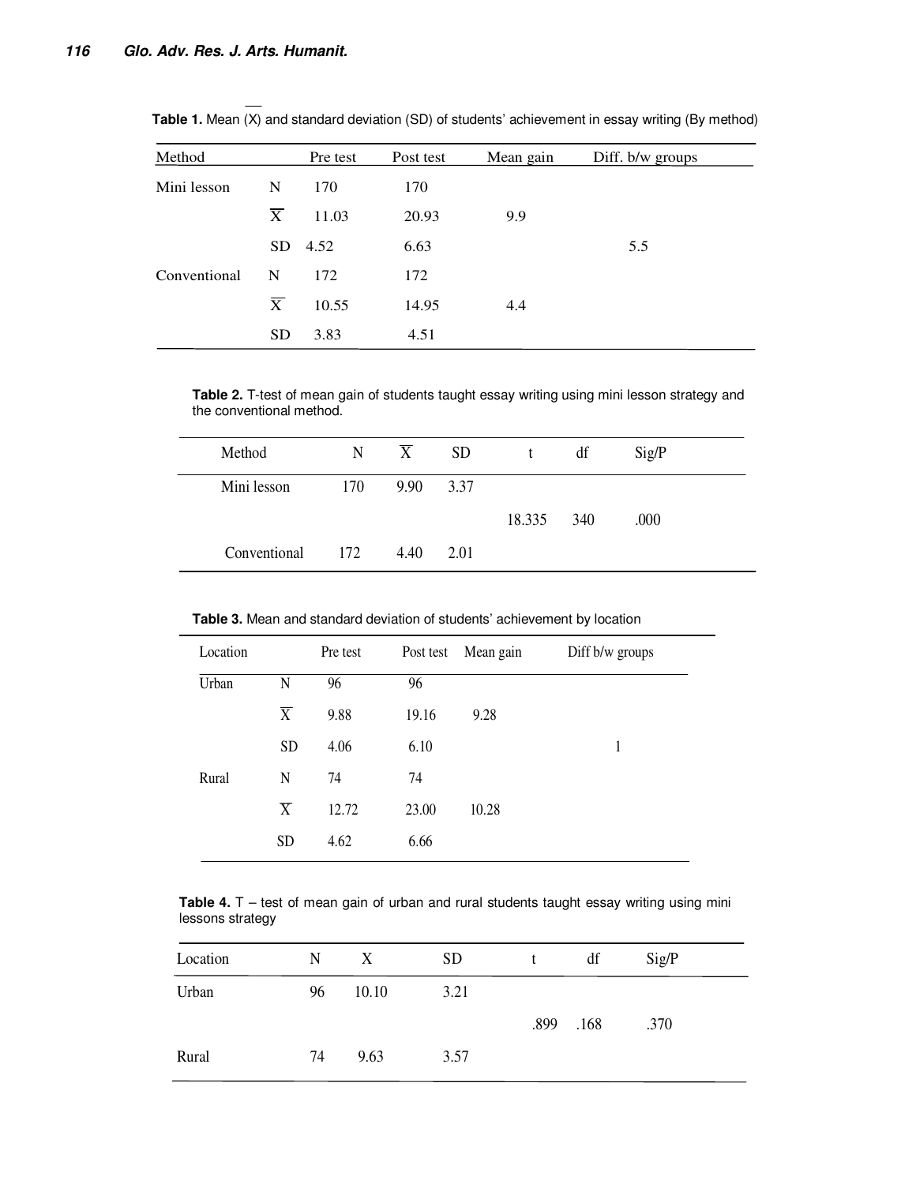**Table 1.** Mean ($\overline{X}$) and standard deviation (SD) of students' achievement in essay writing (By method)

| Method | | Pre test | Post test | Mean gain | Diff. b/w groups |
|---|---|---|---|---|---|
| Mini lesson | N | 170 | 170 | | |
| | $\overline{X}$ | 11.03 | 20.93 | 9.9 | |
| | SD | 4.52 | 6.63 | | 5.5 |
| Conventional | N | 172 | 172 | | |
| | $\overline{X}$ | 10.55 | 14.95 | 4.4 | |
| | SD | 3.83 | 4.51 | | |

**Table 2.** T-test of mean gain of students taught essay writing using mini lesson strategy and the conventional method.

| Method | N | $\overline{X}$ | SD | t | df | Sig/P |
|---|---|---|---|---|---|---|
| Mini lesson | 170 | 9.90 | 3.37 | | | |
| | | | | 18.335 | 340 | .000 |
| Conventional | 172 | 4.40 | 2.01 | | | |

**Table 3.** Mean and standard deviation of students' achievement by location

| Location | | Pre test | Post test | Mean gain | Diff b/w groups |
|---|---|---|---|---|---|
| Urban | N | 96 | 96 | | |
| | $\overline{X}$ | 9.88 | 19.16 | 9.28 | |
| | SD | 4.06 | 6.10 | | 1 |
| Rural | N | 74 | 74 | | |
| | $\overline{X}$ | 12.72 | 23.00 | 10.28 | |
| | SD | 4.62 | 6.66 | | |

**Table 4.** T – test of mean gain of urban and rural students taught essay writing using mini lessons strategy

| Location | N | X | SD | t | df | Sig/P |
|---|---|---|---|---|---|---|
| Urban | 96 | 10.10 | 3.21 | | | |
| | | | | .899 | .168 | .370 |
| Rural | 74 | 9.63 | 3.57 | | | |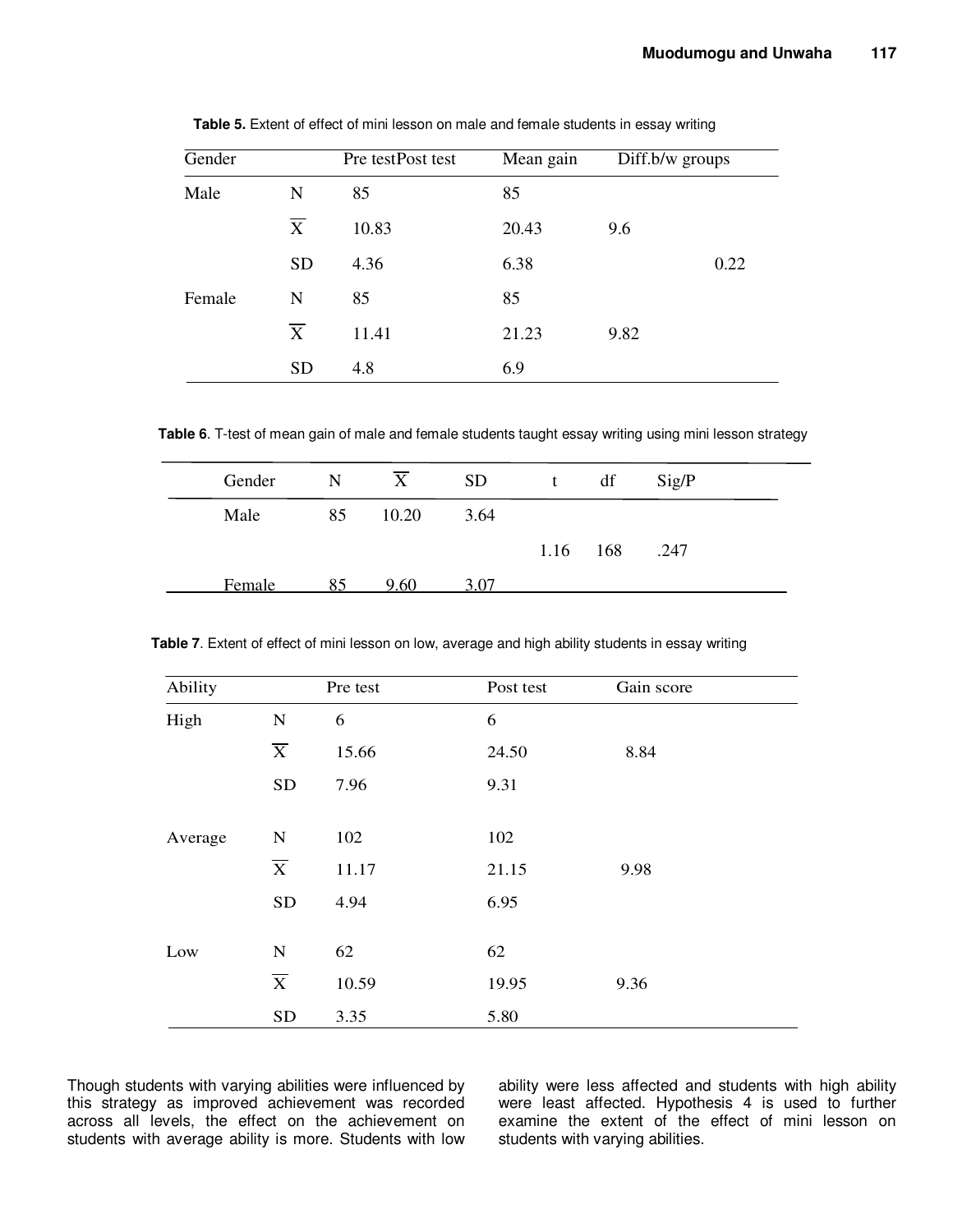**Table 5.** Extent of effect of mini lesson on male and female students in essay writing

| Gender | | Pre test | Post test | Mean gain | Diff.b/w groups |
|---|---|---|---|---|---|
| Male | N | 85 | 85 | | |
| | $\overline{X}$ | 10.83 | 20.43 | 9.6 | |
| | SD | 4.36 | 6.38 | | 0.22 |
| Female | N | 85 | 85 | | |
| | $\overline{X}$ | 11.41 | 21.23 | 9.82 | |
| | SD | 4.8 | 6.9 | | |

**Table 6**. T-test of mean gain of male and female students taught essay writing using mini lesson strategy

| Gender | N | $\overline{X}$ | SD | t | df | Sig/P |
|---|---|---|---|---|---|---|
| Male | 85 | 10.20 | 3.64 | | | |
| | | | | 1.16 | 168 | .247 |
| Female | 85 | 9.60 | 3.07 | | | |

**Table 7**. Extent of effect of mini lesson on low, average and high ability students in essay writing

| Ability | | Pre test | Post test | Gain score |
|---|---|---|---|---|
| High | N | 6 | 6 | |
| | $\overline{X}$ | 15.66 | 24.50 | 8.84 |
| | SD | 7.96 | 9.31 | |
| Average | N | 102 | 102 | |
| | $\overline{X}$ | 11.17 | 21.15 | 9.98 |
| | SD | 4.94 | 6.95 | |
| Low | N | 62 | 62 | |
| | $\overline{X}$ | 10.59 | 19.95 | 9.36 |
| | SD | 3.35 | 5.80 | |

Though students with varying abilities were influenced by this strategy as improved achievement was recorded across all levels, the effect on the achievement on students with average ability is more. Students with low ability were less affected and students with high ability were least affected. Hypothesis 4 is used to further examine the extent of the effect of mini lesson on students with varying abilities.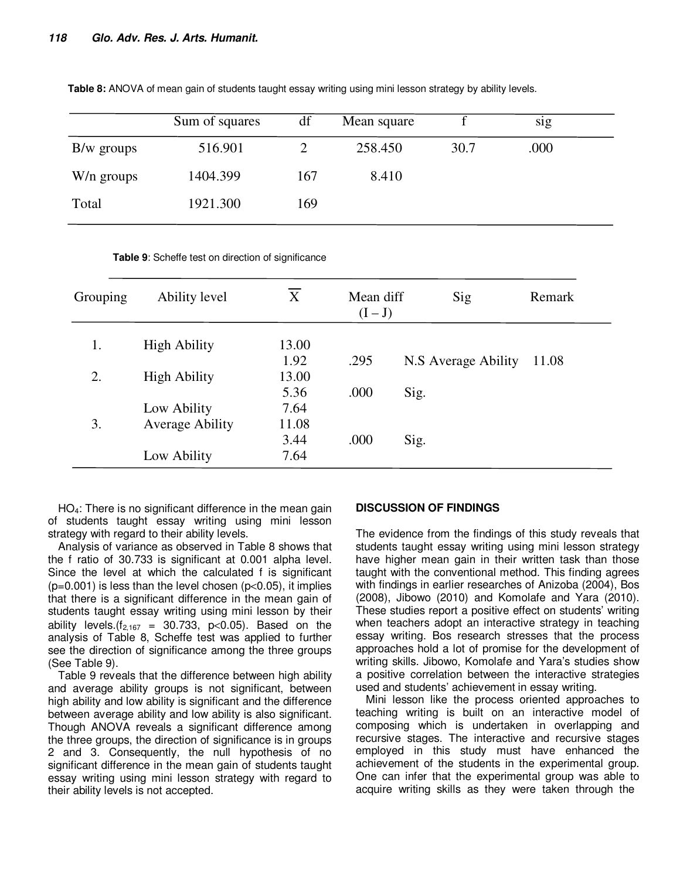**Table 8:** ANOVA of mean gain of students taught essay writing using mini lesson strategy by ability levels.

| | Sum of squares | df | Mean square | f | sig |
|---|---|---|---|---|---|
| B/w groups | 516.901 | 2 | 258.450 | 30.7 | .000 |
| W/n groups | 1404.399 | 167 | 8.410 | | |
| Total | 1921.300 | 169 | | | |

**Table 9**: Scheffe test on direction of significance

| Grouping | Ability level | $\overline{X}$ | Mean diff (I – J) | Sig | Remark |
|---|---|---|---|---|---|
| 1. | High Ability | 13.00 | | | |
| | | 1.92 | .295 | N.S Average Ability | 11.08 |
| 2. | High Ability | 13.00 | | | |
| | | 5.36 | .000 | Sig. | |
| | Low Ability | 7.64 | | | |
| 3. | Average Ability | 11.08 | | | |
| | | 3.44 | .000 | Sig. | |
| | Low Ability | 7.64 | | | |

$HO_4$: There is no significant difference in the mean gain of students taught essay writing using mini lesson strategy with regard to their ability levels.

Analysis of variance as observed in Table 8 shows that the f ratio of 30.733 is significant at 0.001 alpha level. Since the level at which the calculated f is significant (p=0.001) is less than the level chosen (p<0.05), it implies that there is a significant difference in the mean gain of students taught essay writing using mini lesson by their ability levels.($f_{2,167}$ = 30.733, p<0.05). Based on the analysis of Table 8, Scheffe test was applied to further see the direction of significance among the three groups (See Table 9).

Table 9 reveals that the difference between high ability and average ability groups is not significant, between high ability and low ability is significant and the difference between average ability and low ability is also significant. Though ANOVA reveals a significant difference among the three groups, the direction of significance is in groups 2 and 3. Consequently, the null hypothesis of no significant difference in the mean gain of students taught essay writing using mini lesson strategy with regard to their ability levels is not accepted.

## DISCUSSION OF FINDINGS

The evidence from the findings of this study reveals that students taught essay writing using mini lesson strategy have higher mean gain in their written task than those taught with the conventional method. This finding agrees with findings in earlier researches of Anizoba (2004), Bos (2008), Jibowo (2010) and Komolafe and Yara (2010). These studies report a positive effect on students' writing when teachers adopt an interactive strategy in teaching essay writing. Bos research stresses that the process approaches hold a lot of promise for the development of writing skills. Jibowo, Komolafe and Yara's studies show a positive correlation between the interactive strategies used and students' achievement in essay writing.

Mini lesson like the process oriented approaches to teaching writing is built on an interactive model of composing which is undertaken in overlapping and recursive stages. The interactive and recursive stages employed in this study must have enhanced the achievement of the students in the experimental group. One can infer that the experimental group was able to acquire writing skills as they were taken through the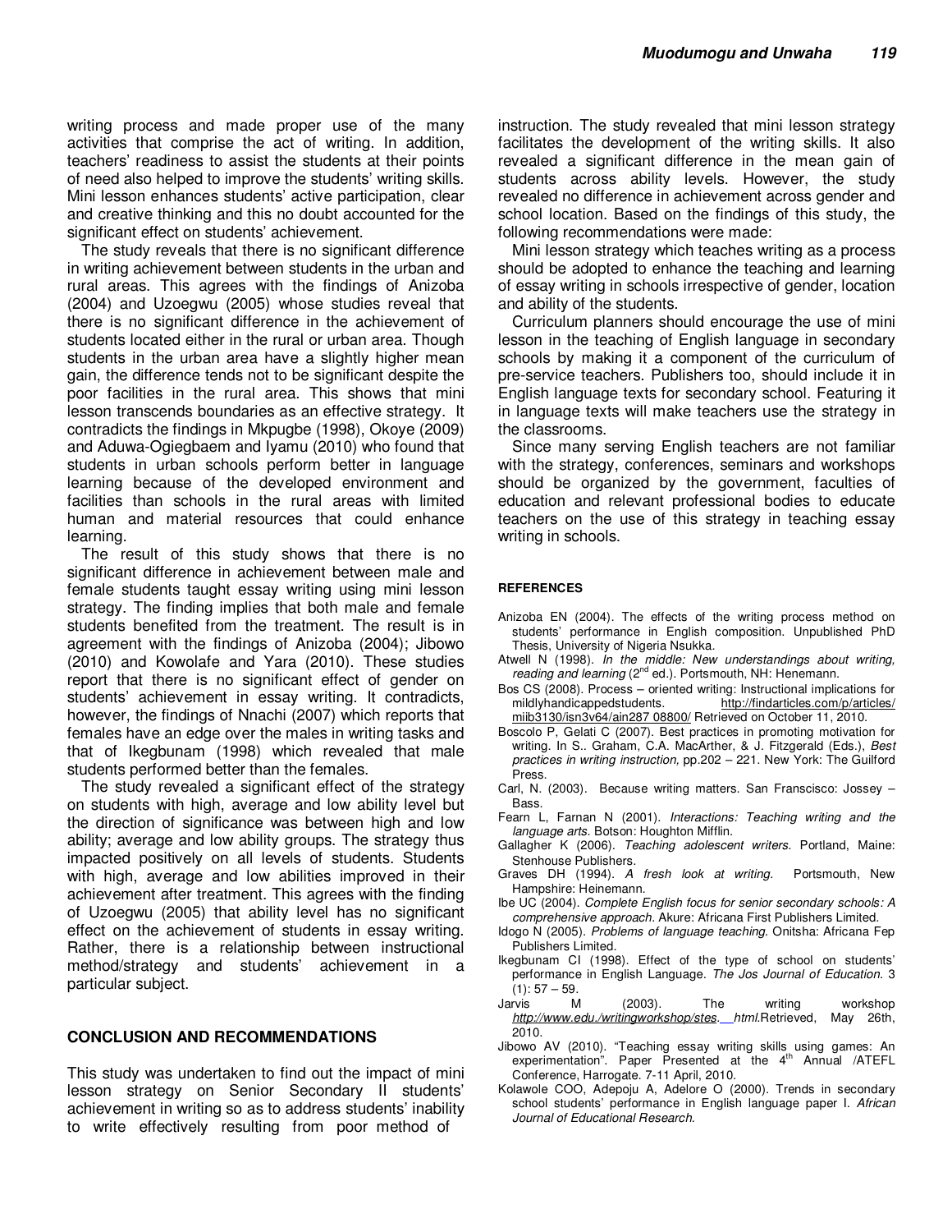writing process and made proper use of the many activities that comprise the act of writing. In addition, teachers' readiness to assist the students at their points of need also helped to improve the students' writing skills. Mini lesson enhances students' active participation, clear and creative thinking and this no doubt accounted for the significant effect on students' achievement.

The study reveals that there is no significant difference in writing achievement between students in the urban and rural areas. This agrees with the findings of Anizoba (2004) and Uzoegwu (2005) whose studies reveal that there is no significant difference in the achievement of students located either in the rural or urban area. Though students in the urban area have a slightly higher mean gain, the difference tends not to be significant despite the poor facilities in the rural area. This shows that mini lesson transcends boundaries as an effective strategy. It contradicts the findings in Mkpugbe (1998), Okoye (2009) and Aduwa-Ogiegbaem and Iyamu (2010) who found that students in urban schools perform better in language learning because of the developed environment and facilities than schools in the rural areas with limited human and material resources that could enhance learning.

The result of this study shows that there is no significant difference in achievement between male and female students taught essay writing using mini lesson strategy. The finding implies that both male and female students benefited from the treatment. The result is in agreement with the findings of Anizoba (2004); Jibowo (2010) and Kowolafe and Yara (2010). These studies report that there is no significant effect of gender on students' achievement in essay writing. It contradicts, however, the findings of Nnachi (2007) which reports that females have an edge over the males in writing tasks and that of Ikegbunam (1998) which revealed that male students performed better than the females.

The study revealed a significant effect of the strategy on students with high, average and low ability level but the direction of significance was between high and low ability; average and low ability groups. The strategy thus impacted positively on all levels of students. Students with high, average and low abilities improved in their achievement after treatment. This agrees with the finding of Uzoegwu (2005) that ability level has no significant effect on the achievement of students in essay writing. Rather, there is a relationship between instructional method/strategy and students' achievement in a particular subject.

## CONCLUSION AND RECOMMENDATIONS

This study was undertaken to find out the impact of mini lesson strategy on Senior Secondary II students' achievement in writing so as to address students' inability to write effectively resulting from poor method of instruction. The study revealed that mini lesson strategy facilitates the development of the writing skills. It also revealed a significant difference in the mean gain of students across ability levels. However, the study revealed no difference in achievement across gender and school location. Based on the findings of this study, the following recommendations were made:

Mini lesson strategy which teaches writing as a process should be adopted to enhance the teaching and learning of essay writing in schools irrespective of gender, location and ability of the students.

Curriculum planners should encourage the use of mini lesson in the teaching of English language in secondary schools by making it a component of the curriculum of pre-service teachers. Publishers too, should include it in English language texts for secondary school. Featuring it in language texts will make teachers use the strategy in the classrooms.

Since many serving English teachers are not familiar with the strategy, conferences, seminars and workshops should be organized by the government, faculties of education and relevant professional bodies to educate teachers on the use of this strategy in teaching essay writing in schools.

## REFERENCES

Anizoba EN (2004). The effects of the writing process method on students' performance in English composition. Unpublished PhD Thesis, University of Nigeria Nsukka.

Atwell N (1998). *In the middle: New understandings about writing, reading and learning* (2nd ed.). Portsmouth, NH: Henemann.

Bos CS (2008). Process – oriented writing: Instructional implications for mildlyhandicappedstudents. http://findarticles.com/p/articles/miib3130/isn3v64/ain287 08800/ Retrieved on October 11, 2010.

Boscolo P, Gelati C (2007). Best practices in promoting motivation for writing. In S.. Graham, C.A. MacArther, & J. Fitzgerald (Eds.), *Best practices in writing instruction,* pp.202 – 221. New York: The Guilford Press.

Carl, N. (2003). Because writing matters. San Franscisco: Jossey – Bass.

Fearn L, Farnan N (2001). *Interactions: Teaching writing and the language arts.* Botson: Houghton Mifflin.

Gallagher K (2006). *Teaching adolescent writers.* Portland, Maine: Stenhouse Publishers.

Graves DH (1994). *A fresh look at writing.* Portsmouth, New Hampshire: Heinemann.

Ibe UC (2004). *Complete English focus for senior secondary schools: A comprehensive approach.* Akure: Africana First Publishers Limited.

Idogo N (2005). *Problems of language teaching.* Onitsha: Africana Fep Publishers Limited.

Ikegbunam CI (1998). Effect of the type of school on students' performance in English Language. *The Jos Journal of Education.* 3 (1): 57 – 59.

Jarvis M (2003). The writing workshop *http://www.edu./writingworkshop/stes.__html.*Retrieved, May 26th, 2010.

Jibowo AV (2010). "Teaching essay writing skills using games: An experimentation". Paper Presented at the 4th Annual /ATEFL Conference, Harrogate. 7-11 April, 2010.

Kolawole COO, Adepoju A, Adelore O (2000). Trends in secondary school students' performance in English language paper I. *African Journal of Educational Research.*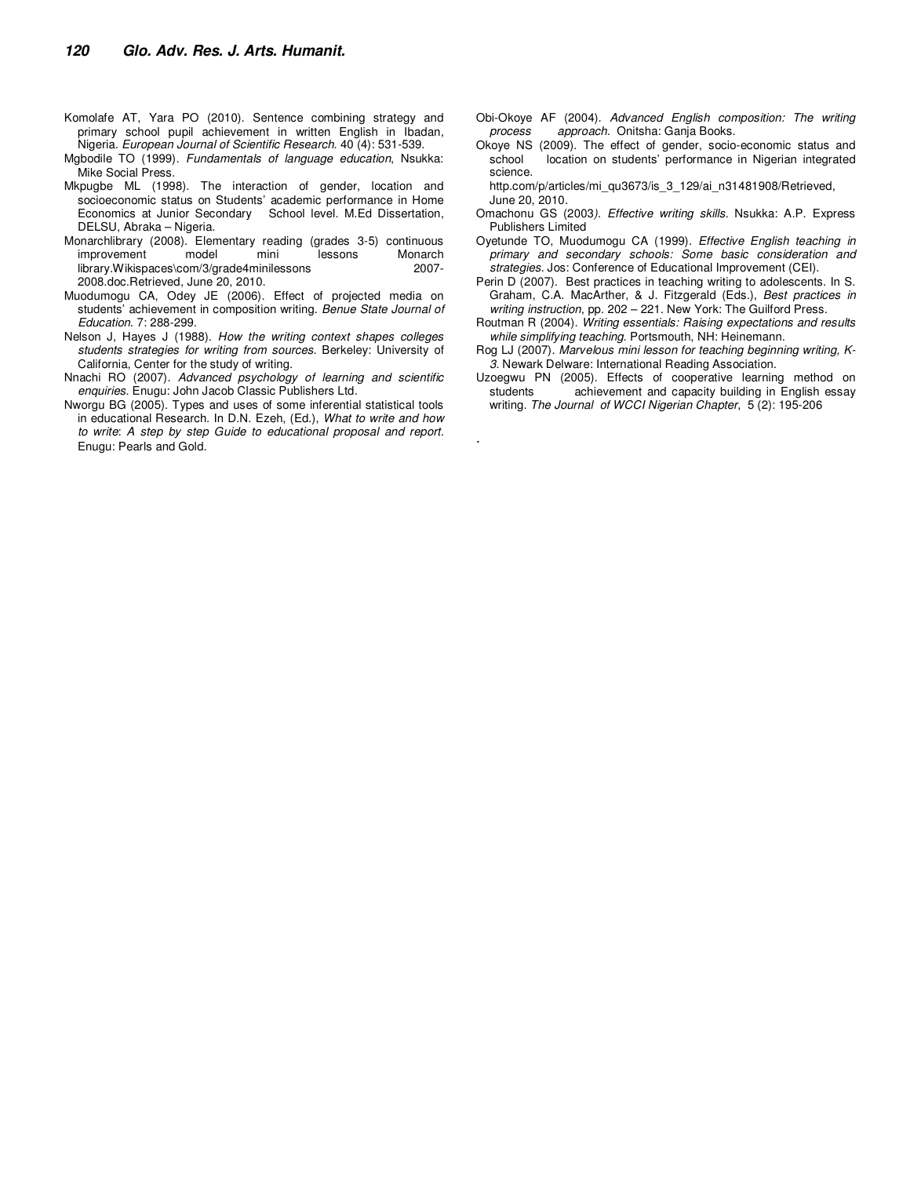Komolafe AT, Yara PO (2010). Sentence combining strategy and primary school pupil achievement in written English in Ibadan, Nigeria. *European Journal of Scientific Research.* 40 (4): 531-539.

Mgbodile TO (1999). *Fundamentals of language education*, Nsukka: Mike Social Press.

Mkpugbe ML (1998). The interaction of gender, location and socioeconomic status on Students' academic performance in Home Economics at Junior Secondary School level. M.Ed Dissertation, DELSU, Abraka – Nigeria.

Monarchlibrary (2008). Elementary reading (grades 3-5) continuous improvement model mini lessons Monarch library.Wikispaces\com/3/grade4minilessons 2007-2008.doc.Retrieved, June 20, 2010.

Muodumogu CA, Odey JE (2006). Effect of projected media on students' achievement in composition writing. *Benue State Journal of Education.* 7: 288-299.

Nelson J, Hayes J (1988). *How the writing context shapes colleges students strategies for writing from sources.* Berkeley: University of California, Center for the study of writing.

Nnachi RO (2007). *Advanced psychology of learning and scientific enquiries.* Enugu: John Jacob Classic Publishers Ltd.

Nworgu BG (2005). Types and uses of some inferential statistical tools in educational Research. In D.N. Ezeh, (Ed.), *What to write and how to write*: *A step by step Guide to educational proposal and report.* Enugu: Pearls and Gold.

Obi-Okoye AF (2004). *Advanced English composition: The writing process approach.* Onitsha: Ganja Books.

Okoye NS (2009). The effect of gender, socio-economic status and school location on students' performance in Nigerian integrated science. http.com/p/articles/mi_qu3673/is_3_129/ai_n31481908/Retrieved, June 20, 2010.

Omachonu GS (2003*). Effective writing skills.* Nsukka: A.P. Express Publishers Limited

Oyetunde TO, Muodumogu CA (1999). *Effective English teaching in primary and secondary schools: Some basic consideration and strategies.* Jos: Conference of Educational Improvement (CEI).

Perin D (2007). Best practices in teaching writing to adolescents. In S. Graham, C.A. MacArther, & J. Fitzgerald (Eds.), *Best practices in writing instruction*, pp. 202 – 221. New York: The Guilford Press.

Routman R (2004). *Writing essentials: Raising expectations and results while simplifying teaching.* Portsmouth, NH: Heinemann.

Rog LJ (2007). *Marvelous mini lesson for teaching beginning writing, K-3.* Newark Delware: International Reading Association.

Uzoegwu PN (2005). Effects of cooperative learning method on students achievement and capacity building in English essay writing. *The Journal of WCCI Nigerian Chapter*, 5 (2): 195-206